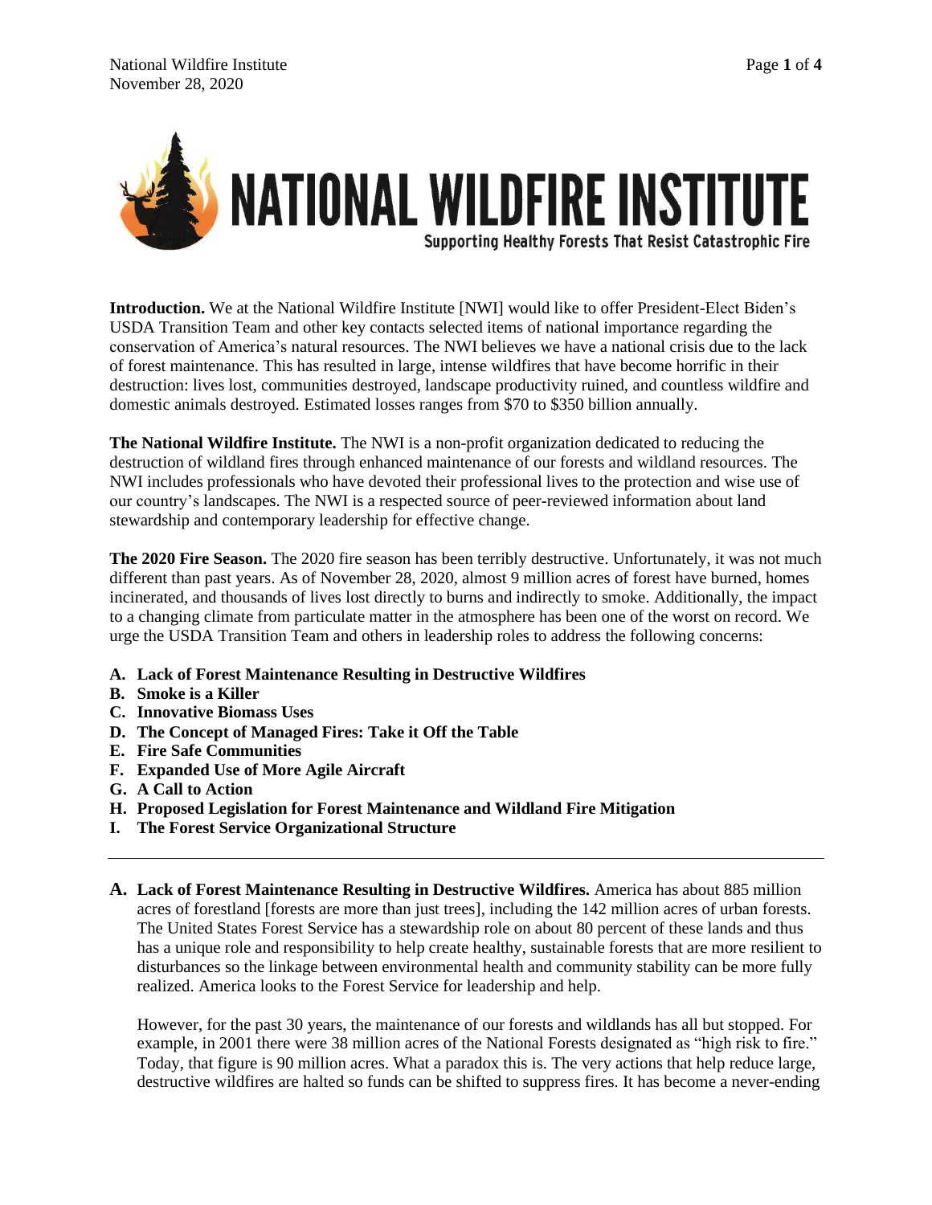# NATIONAL WILDFIRE INSTITUTE

Supporting Healthy Forests That Resist Catastrophic Fire

**Introduction.** We at the National Wildfire Institute [NWI] would like to offer President-Elect Biden's USDA Transition Team and other key contacts selected items of national importance regarding the conservation of America's natural resources. The NWI believes we have a national crisis due to the lack of forest maintenance. This has resulted in large, intense wildfires that have become horrific in their destruction: lives lost, communities destroyed, landscape productivity ruined, and countless wildfire and domestic animals destroyed. Estimated losses ranges from $70 to $350 billion annually.

**The National Wildfire Institute.** The NWI is a non-profit organization dedicated to reducing the destruction of wildland fires through enhanced maintenance of our forests and wildland resources. The NWI includes professionals who have devoted their professional lives to the protection and wise use of our country's landscapes. The NWI is a respected source of peer-reviewed information about land stewardship and contemporary leadership for effective change.

**The 2020 Fire Season.** The 2020 fire season has been terribly destructive. Unfortunately, it was not much different than past years. As of November 28, 2020, almost 9 million acres of forest have burned, homes incinerated, and thousands of lives lost directly to burns and indirectly to smoke. Additionally, the impact to a changing climate from particulate matter in the atmosphere has been one of the worst on record. We urge the USDA Transition Team and others in leadership roles to address the following concerns:

- **A. Lack of Forest Maintenance Resulting in Destructive Wildfires**
- **B. Smoke is a Killer**
- **C. Innovative Biomass Uses**
- **D. The Concept of Managed Fires: Take it Off the Table**
- **E. Fire Safe Communities**
- **F. Expanded Use of More Agile Aircraft**
- **G. A Call to Action**
- **H. Proposed Legislation for Forest Maintenance and Wildland Fire Mitigation**
- **I. The Forest Service Organizational Structure**

---

**A. Lack of Forest Maintenance Resulting in Destructive Wildfires.** America has about 885 million acres of forestland [forests are more than just trees], including the 142 million acres of urban forests. The United States Forest Service has a stewardship role on about 80 percent of these lands and thus has a unique role and responsibility to help create healthy, sustainable forests that are more resilient to disturbances so the linkage between environmental health and community stability can be more fully realized. America looks to the Forest Service for leadership and help.

However, for the past 30 years, the maintenance of our forests and wildlands has all but stopped. For example, in 2001 there were 38 million acres of the National Forests designated as "high risk to fire." Today, that figure is 90 million acres. What a paradox this is. The very actions that help reduce large, destructive wildfires are halted so funds can be shifted to suppress fires. It has become a never-ending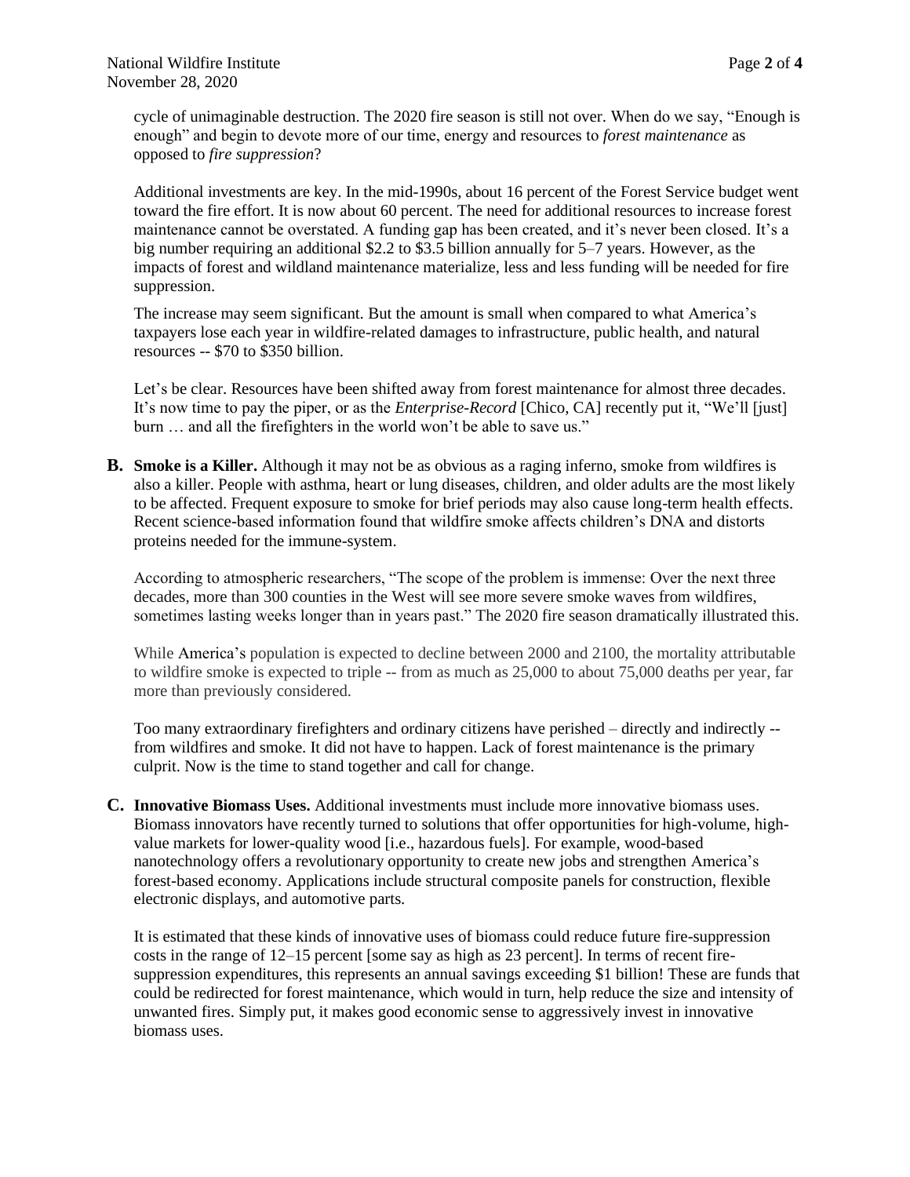cycle of unimaginable destruction. The 2020 fire season is still not over. When do we say, "Enough is enough" and begin to devote more of our time, energy and resources to *forest maintenance* as opposed to *fire suppression*?

Additional investments are key. In the mid-1990s, about 16 percent of the Forest Service budget went toward the fire effort. It is now about 60 percent. The need for additional resources to increase forest maintenance cannot be overstated. A funding gap has been created, and it's never been closed. It's a big number requiring an additional $2.2 to $3.5 billion annually for 5–7 years. However, as the impacts of forest and wildland maintenance materialize, less and less funding will be needed for fire suppression.

The increase may seem significant. But the amount is small when compared to what America's taxpayers lose each year in wildfire-related damages to infrastructure, public health, and natural resources -- $70 to $350 billion.

Let's be clear. Resources have been shifted away from forest maintenance for almost three decades. It's now time to pay the piper, or as the *Enterprise-Record* [Chico, CA] recently put it, "We'll [just] burn … and all the firefighters in the world won't be able to save us."

**B. Smoke is a Killer.** Although it may not be as obvious as a raging inferno, smoke from wildfires is also a killer. People with asthma, heart or lung diseases, children, and older adults are the most likely to be affected. Frequent exposure to smoke for brief periods may also cause long-term health effects. Recent science-based information found that wildfire smoke affects children's DNA and distorts proteins needed for the immune-system.

According to atmospheric researchers, "The scope of the problem is immense: Over the next three decades, more than 300 counties in the West will see more severe smoke waves from wildfires, sometimes lasting weeks longer than in years past." The 2020 fire season dramatically illustrated this.

While America's population is expected to decline between 2000 and 2100, the mortality attributable to wildfire smoke is expected to triple -- from as much as 25,000 to about 75,000 deaths per year, far more than previously considered.

Too many extraordinary firefighters and ordinary citizens have perished – directly and indirectly -- from wildfires and smoke. It did not have to happen. Lack of forest maintenance is the primary culprit. Now is the time to stand together and call for change.

**C. Innovative Biomass Uses.** Additional investments must include more innovative biomass uses. Biomass innovators have recently turned to solutions that offer opportunities for high-volume, high-value markets for lower-quality wood [i.e., hazardous fuels]. For example, wood-based nanotechnology offers a revolutionary opportunity to create new jobs and strengthen America's forest-based economy. Applications include structural composite panels for construction, flexible electronic displays, and automotive parts.

It is estimated that these kinds of innovative uses of biomass could reduce future fire-suppression costs in the range of 12–15 percent [some say as high as 23 percent]. In terms of recent fire-suppression expenditures, this represents an annual savings exceeding $1 billion! These are funds that could be redirected for forest maintenance, which would in turn, help reduce the size and intensity of unwanted fires. Simply put, it makes good economic sense to aggressively invest in innovative biomass uses.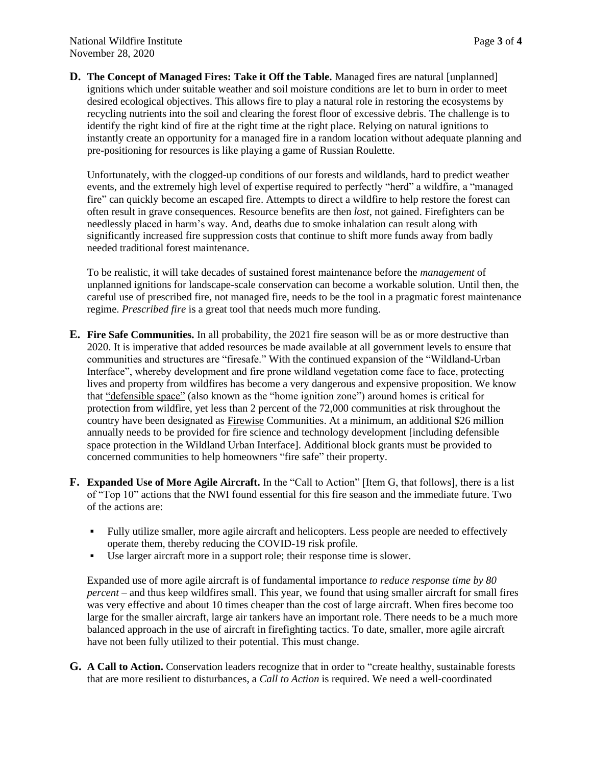**D. The Concept of Managed Fires: Take it Off the Table.** Managed fires are natural [unplanned] ignitions which under suitable weather and soil moisture conditions are let to burn in order to meet desired ecological objectives. This allows fire to play a natural role in restoring the ecosystems by recycling nutrients into the soil and clearing the forest floor of excessive debris. The challenge is to identify the right kind of fire at the right time at the right place. Relying on natural ignitions to instantly create an opportunity for a managed fire in a random location without adequate planning and pre-positioning for resources is like playing a game of Russian Roulette.

Unfortunately, with the clogged-up conditions of our forests and wildlands, hard to predict weather events, and the extremely high level of expertise required to perfectly "herd" a wildfire, a "managed fire" can quickly become an escaped fire. Attempts to direct a wildfire to help restore the forest can often result in grave consequences. Resource benefits are then *lost*, not gained. Firefighters can be needlessly placed in harm's way. And, deaths due to smoke inhalation can result along with significantly increased fire suppression costs that continue to shift more funds away from badly needed traditional forest maintenance.

To be realistic, it will take decades of sustained forest maintenance before the *management* of unplanned ignitions for landscape-scale conservation can become a workable solution. Until then, the careful use of prescribed fire, not managed fire, needs to be the tool in a pragmatic forest maintenance regime. *Prescribed fire* is a great tool that needs much more funding.

**E. Fire Safe Communities.** In all probability, the 2021 fire season will be as or more destructive than 2020. It is imperative that added resources be made available at all government levels to ensure that communities and structures are "firesafe." With the continued expansion of the "Wildland-Urban Interface", whereby development and fire prone wildland vegetation come face to face, protecting lives and property from wildfires has become a very dangerous and expensive proposition. We know that "defensible space" (also known as the "home ignition zone") around homes is critical for protection from wildfire, yet less than 2 percent of the 72,000 communities at risk throughout the country have been designated as Firewise Communities. At a minimum, an additional $26 million annually needs to be provided for fire science and technology development [including defensible space protection in the Wildland Urban Interface]. Additional block grants must be provided to concerned communities to help homeowners "fire safe" their property.

**F. Expanded Use of More Agile Aircraft.** In the "Call to Action" [Item G, that follows], there is a list of "Top 10" actions that the NWI found essential for this fire season and the immediate future. Two of the actions are:

- Fully utilize smaller, more agile aircraft and helicopters. Less people are needed to effectively operate them, thereby reducing the COVID-19 risk profile.
- Use larger aircraft more in a support role; their response time is slower.

Expanded use of more agile aircraft is of fundamental importance *to reduce response time by 80 percent* – and thus keep wildfires small. This year, we found that using smaller aircraft for small fires was very effective and about 10 times cheaper than the cost of large aircraft. When fires become too large for the smaller aircraft, large air tankers have an important role. There needs to be a much more balanced approach in the use of aircraft in firefighting tactics. To date, smaller, more agile aircraft have not been fully utilized to their potential. This must change.

**G. A Call to Action.** Conservation leaders recognize that in order to "create healthy, sustainable forests that are more resilient to disturbances, a *Call to Action* is required. We need a well-coordinated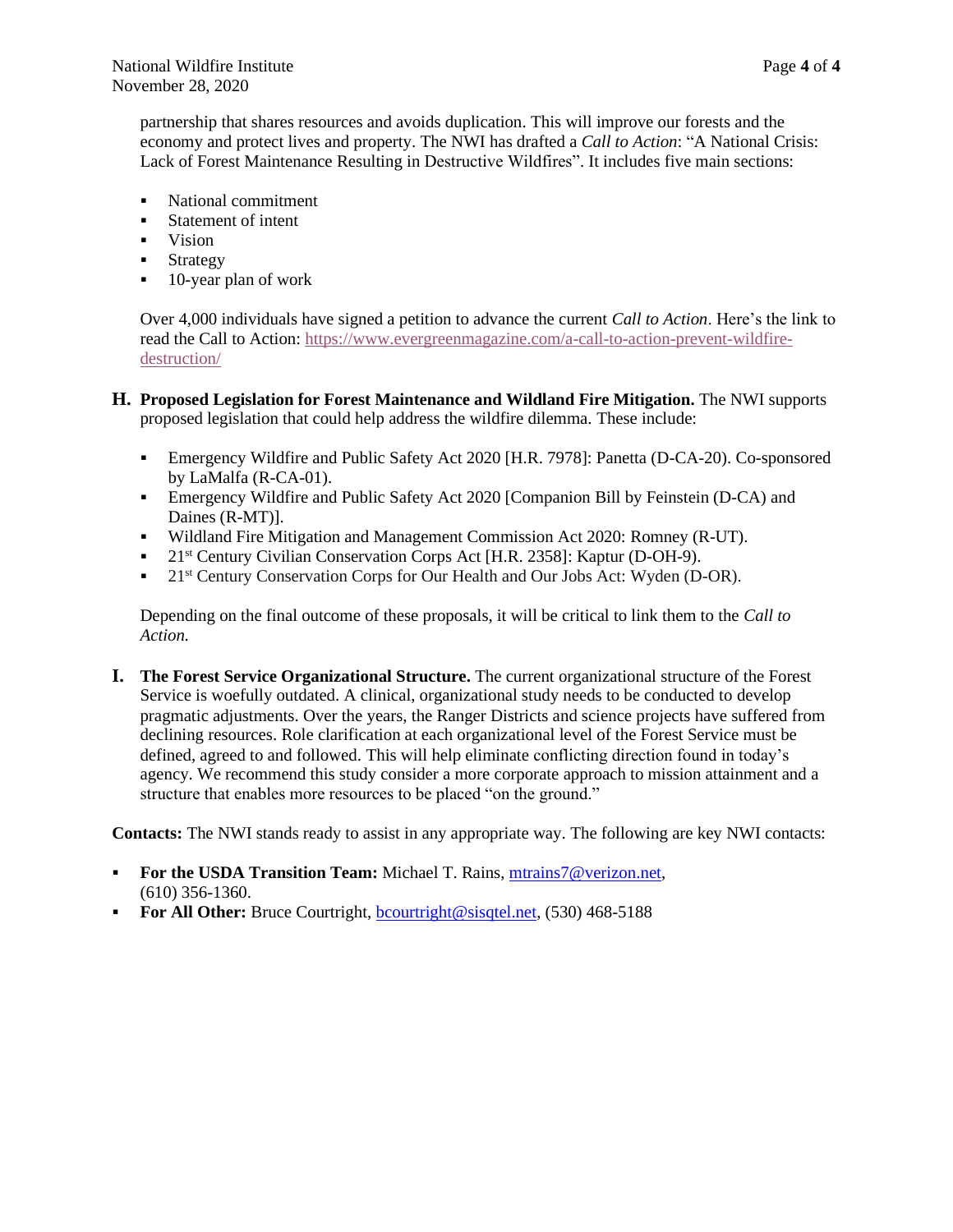partnership that shares resources and avoids duplication. This will improve our forests and the economy and protect lives and property. The NWI has drafted a *Call to Action*: "A National Crisis: Lack of Forest Maintenance Resulting in Destructive Wildfires". It includes five main sections:

- National commitment
- Statement of intent
- Vision
- Strategy
- 10-year plan of work

Over 4,000 individuals have signed a petition to advance the current *Call to Action*. Here's the link to read the Call to Action: [https://www.evergreenmagazine.com/a-call-to-action-prevent-wildfire-destruction/](https://www.evergreenmagazine.com/a-call-to-action-prevent-wildfire-destruction/)

**H. Proposed Legislation for Forest Maintenance and Wildland Fire Mitigation.** The NWI supports proposed legislation that could help address the wildfire dilemma. These include:

- Emergency Wildfire and Public Safety Act 2020 [H.R. 7978]: Panetta (D-CA-20). Co-sponsored by LaMalfa (R-CA-01).
- Emergency Wildfire and Public Safety Act 2020 [Companion Bill by Feinstein (D-CA) and Daines (R-MT)].
- Wildland Fire Mitigation and Management Commission Act 2020: Romney (R-UT).
- 21st Century Civilian Conservation Corps Act [H.R. 2358]: Kaptur (D-OH-9).
- 21st Century Conservation Corps for Our Health and Our Jobs Act: Wyden (D-OR).

Depending on the final outcome of these proposals, it will be critical to link them to the *Call to Action.*

**I. The Forest Service Organizational Structure.** The current organizational structure of the Forest Service is woefully outdated. A clinical, organizational study needs to be conducted to develop pragmatic adjustments. Over the years, the Ranger Districts and science projects have suffered from declining resources. Role clarification at each organizational level of the Forest Service must be defined, agreed to and followed. This will help eliminate conflicting direction found in today's agency. We recommend this study consider a more corporate approach to mission attainment and a structure that enables more resources to be placed "on the ground."

**Contacts:** The NWI stands ready to assist in any appropriate way. The following are key NWI contacts:

- **For the USDA Transition Team:** Michael T. Rains, [mtrains7@verizon.net](mailto:mtrains7@verizon.net), (610) 356-1360.
- **For All Other:** Bruce Courtright, [bcourtright@sisqtel.net](mailto:bcourtright@sisqtel.net), (530) 468-5188